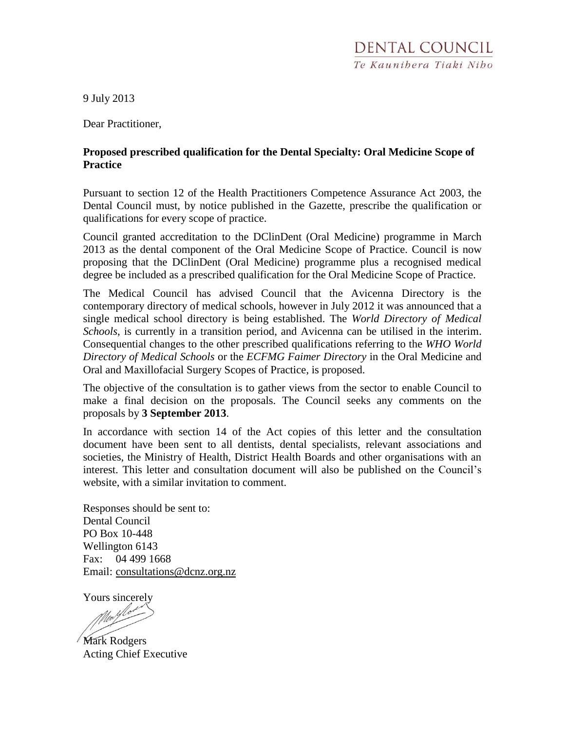DENTAL COUNCIL
*Te Kaunihera Tiaki Niho*

9 July 2013

Dear Practitioner,

**Proposed prescribed qualification for the Dental Specialty: Oral Medicine Scope of Practice**

Pursuant to section 12 of the Health Practitioners Competence Assurance Act 2003, the Dental Council must, by notice published in the Gazette, prescribe the qualification or qualifications for every scope of practice.

Council granted accreditation to the DClinDent (Oral Medicine) programme in March 2013 as the dental component of the Oral Medicine Scope of Practice. Council is now proposing that the DClinDent (Oral Medicine) programme plus a recognised medical degree be included as a prescribed qualification for the Oral Medicine Scope of Practice.

The Medical Council has advised Council that the Avicenna Directory is the contemporary directory of medical schools, however in July 2012 it was announced that a single medical school directory is being established. The *World Directory of Medical Schools*, is currently in a transition period, and Avicenna can be utilised in the interim. Consequential changes to the other prescribed qualifications referring to the *WHO World Directory of Medical Schools* or the *ECFMG Faimer Directory* in the Oral Medicine and Oral and Maxillofacial Surgery Scopes of Practice, is proposed.

The objective of the consultation is to gather views from the sector to enable Council to make a final decision on the proposals. The Council seeks any comments on the proposals by **3 September 2013**.

In accordance with section 14 of the Act copies of this letter and the consultation document have been sent to all dentists, dental specialists, relevant associations and societies, the Ministry of Health, District Health Boards and other organisations with an interest. This letter and consultation document will also be published on the Council's website, with a similar invitation to comment.

Responses should be sent to:
Dental Council
PO Box 10-448
Wellington 6143
Fax: 04 499 1668
Email: consultations@dcnz.org.nz

Yours sincerely

Mark Rodgers
Acting Chief Executive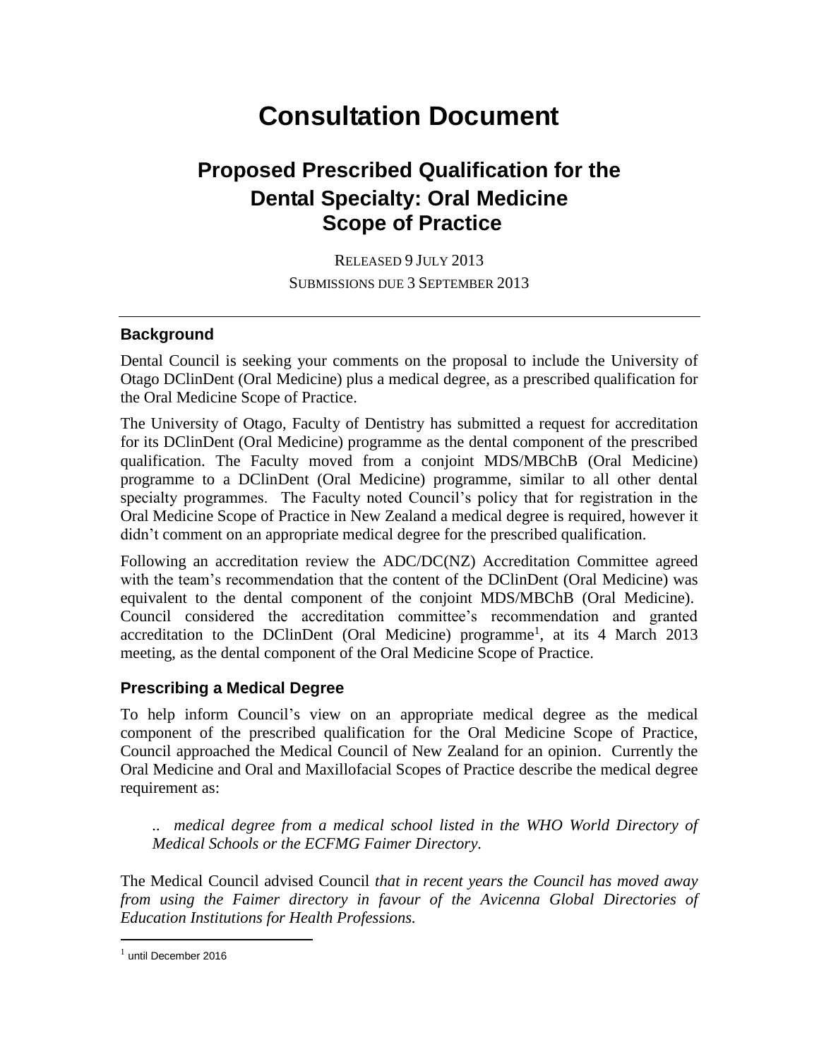# Consultation Document

## Proposed Prescribed Qualification for the Dental Specialty: Oral Medicine Scope of Practice

RELEASED 9 JULY 2013
SUBMISSIONS DUE 3 SEPTEMBER 2013

---

### Background

Dental Council is seeking your comments on the proposal to include the University of Otago DClinDent (Oral Medicine) plus a medical degree, as a prescribed qualification for the Oral Medicine Scope of Practice.

The University of Otago, Faculty of Dentistry has submitted a request for accreditation for its DClinDent (Oral Medicine) programme as the dental component of the prescribed qualification. The Faculty moved from a conjoint MDS/MBChB (Oral Medicine) programme to a DClinDent (Oral Medicine) programme, similar to all other dental specialty programmes. The Faculty noted Council's policy that for registration in the Oral Medicine Scope of Practice in New Zealand a medical degree is required, however it didn't comment on an appropriate medical degree for the prescribed qualification.

Following an accreditation review the ADC/DC(NZ) Accreditation Committee agreed with the team's recommendation that the content of the DClinDent (Oral Medicine) was equivalent to the dental component of the conjoint MDS/MBChB (Oral Medicine). Council considered the accreditation committee's recommendation and granted accreditation to the DClinDent (Oral Medicine) programme[1], at its 4 March 2013 meeting, as the dental component of the Oral Medicine Scope of Practice.

### Prescribing a Medical Degree

To help inform Council's view on an appropriate medical degree as the medical component of the prescribed qualification for the Oral Medicine Scope of Practice, Council approached the Medical Council of New Zealand for an opinion. Currently the Oral Medicine and Oral and Maxillofacial Scopes of Practice describe the medical degree requirement as:

> *.. medical degree from a medical school listed in the WHO World Directory of Medical Schools or the ECFMG Faimer Directory.*

The Medical Council advised Council *that in recent years the Council has moved away from using the Faimer directory in favour of the Avicenna Global Directories of Education Institutions for Health Professions.*

---

[1] until December 2016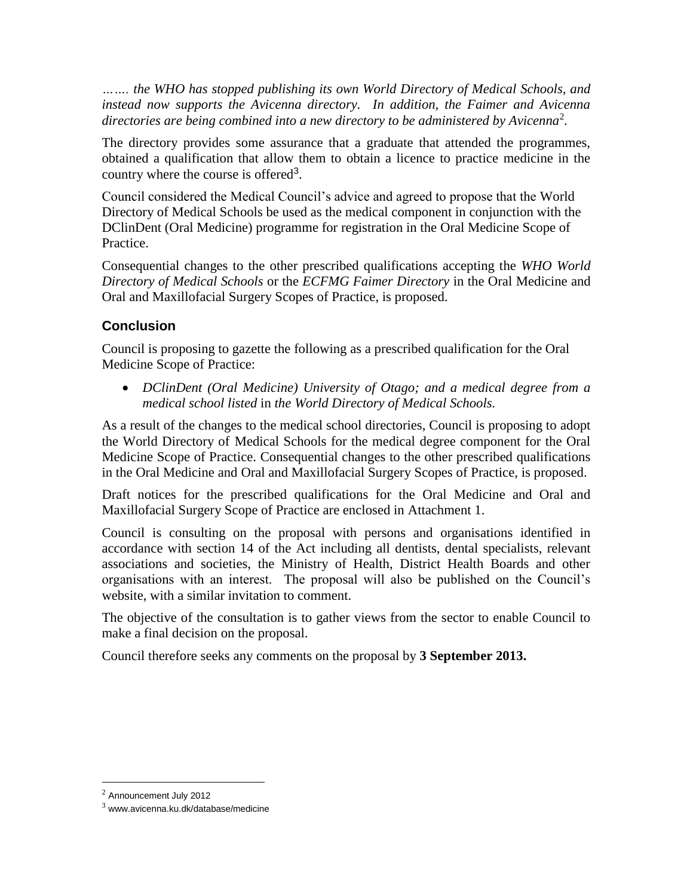*……. the WHO has stopped publishing its own World Directory of Medical Schools, and instead now supports the Avicenna directory. In addition, the Faimer and Avicenna directories are being combined into a new directory to be administered by Avicenna*[2].

The directory provides some assurance that a graduate that attended the programmes, obtained a qualification that allow them to obtain a licence to practice medicine in the country where the course is offered[3].

Council considered the Medical Council's advice and agreed to propose that the World Directory of Medical Schools be used as the medical component in conjunction with the DClinDent (Oral Medicine) programme for registration in the Oral Medicine Scope of Practice.

Consequential changes to the other prescribed qualifications accepting the *WHO World Directory of Medical Schools* or the *ECFMG Faimer Directory* in the Oral Medicine and Oral and Maxillofacial Surgery Scopes of Practice, is proposed.

## Conclusion

Council is proposing to gazette the following as a prescribed qualification for the Oral Medicine Scope of Practice:

- *DClinDent (Oral Medicine) University of Otago; and a medical degree from a medical school listed* in *the World Directory of Medical Schools.*

As a result of the changes to the medical school directories, Council is proposing to adopt the World Directory of Medical Schools for the medical degree component for the Oral Medicine Scope of Practice. Consequential changes to the other prescribed qualifications in the Oral Medicine and Oral and Maxillofacial Surgery Scopes of Practice, is proposed.

Draft notices for the prescribed qualifications for the Oral Medicine and Oral and Maxillofacial Surgery Scope of Practice are enclosed in Attachment 1.

Council is consulting on the proposal with persons and organisations identified in accordance with section 14 of the Act including all dentists, dental specialists, relevant associations and societies, the Ministry of Health, District Health Boards and other organisations with an interest. The proposal will also be published on the Council's website, with a similar invitation to comment.

The objective of the consultation is to gather views from the sector to enable Council to make a final decision on the proposal.

Council therefore seeks any comments on the proposal by **3 September 2013.**

---

[2] Announcement July 2012

[3] www.avicenna.ku.dk/database/medicine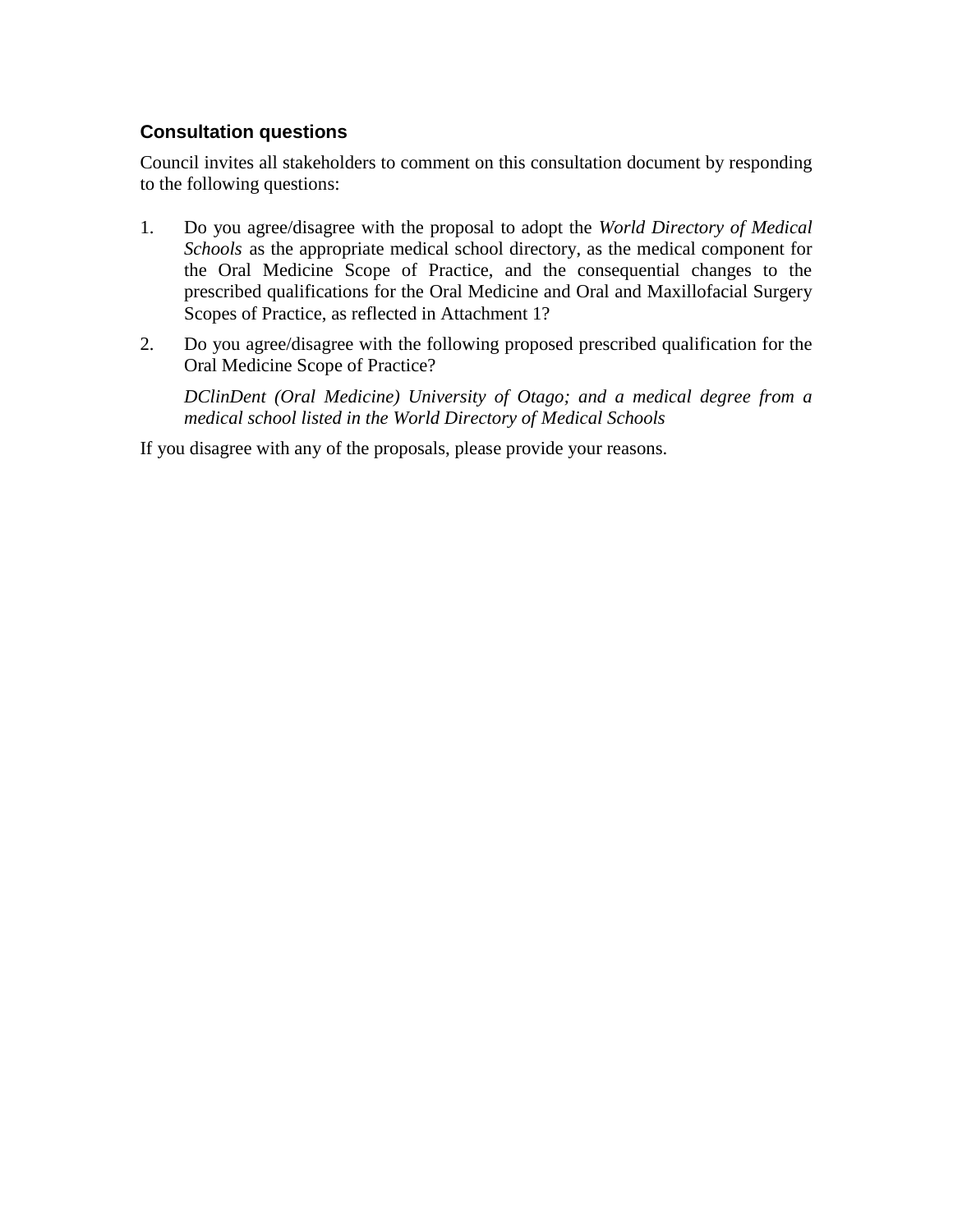### Consultation questions

Council invites all stakeholders to comment on this consultation document by responding to the following questions:

1. Do you agree/disagree with the proposal to adopt the *World Directory of Medical Schools* as the appropriate medical school directory, as the medical component for the Oral Medicine Scope of Practice, and the consequential changes to the prescribed qualifications for the Oral Medicine and Oral and Maxillofacial Surgery Scopes of Practice, as reflected in Attachment 1?
2. Do you agree/disagree with the following proposed prescribed qualification for the Oral Medicine Scope of Practice?

   *DClinDent (Oral Medicine) University of Otago; and a medical degree from a medical school listed in the World Directory of Medical Schools*

If you disagree with any of the proposals, please provide your reasons.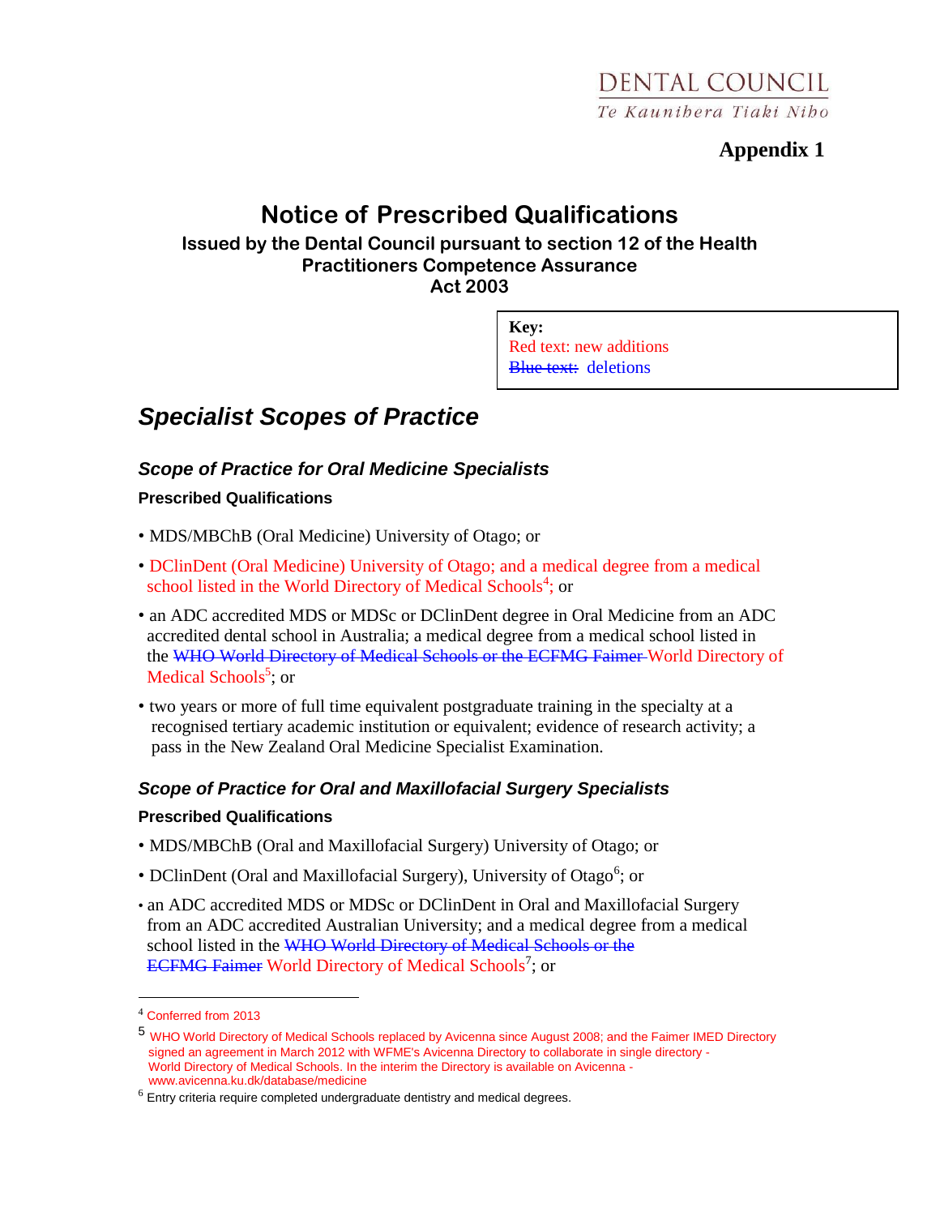DENTAL COUNCIL
Te Kaunihera Tiaki Niho

**Appendix 1**

# Notice of Prescribed Qualifications

### Issued by the Dental Council pursuant to section 12 of the Health Practitioners Competence Assurance Act 2003

**Key:**
Red text: new additions
~~Blue text:~~ deletions

## *Specialist Scopes of Practice*

### *Scope of Practice for Oral Medicine Specialists*

**Prescribed Qualifications**

- MDS/MBChB (Oral Medicine) University of Otago; or
- DClinDent (Oral Medicine) University of Otago; and a medical degree from a medical school listed in the World Directory of Medical Schools[4]; or
- an ADC accredited MDS or MDSc or DClinDent degree in Oral Medicine from an ADC accredited dental school in Australia; a medical degree from a medical school listed in the ~~WHO World Directory of Medical Schools or the ECFMG Faimer~~ World Directory of Medical Schools[5]; or
- two years or more of full time equivalent postgraduate training in the specialty at a recognised tertiary academic institution or equivalent; evidence of research activity; a pass in the New Zealand Oral Medicine Specialist Examination.

### *Scope of Practice for Oral and Maxillofacial Surgery Specialists*

**Prescribed Qualifications**

- MDS/MBChB (Oral and Maxillofacial Surgery) University of Otago; or
- DClinDent (Oral and Maxillofacial Surgery), University of Otago[6]; or
- an ADC accredited MDS or MDSc or DClinDent in Oral and Maxillofacial Surgery from an ADC accredited Australian University; and a medical degree from a medical school listed in the ~~WHO World Directory of Medical Schools or the ECFMG Faimer~~ World Directory of Medical Schools[7]; or

---

[4] Conferred from 2013

[5] WHO World Directory of Medical Schools replaced by Avicenna since August 2008; and the Faimer IMED Directory signed an agreement in March 2012 with WFME's Avicenna Directory to collaborate in single directory - World Directory of Medical Schools. In the interim the Directory is available on Avicenna - www.avicenna.ku.dk/database/medicine

[6] Entry criteria require completed undergraduate dentistry and medical degrees.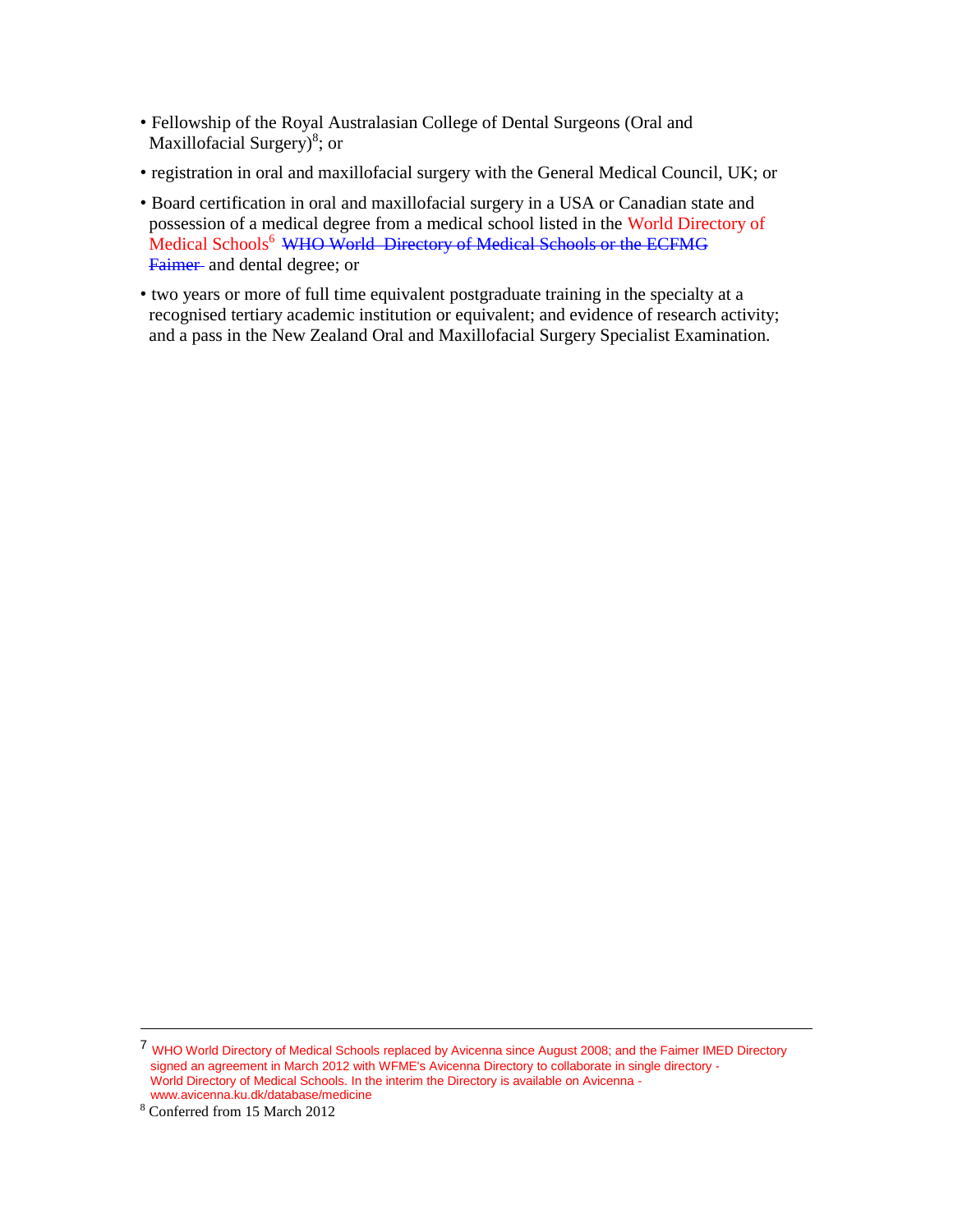- Fellowship of the Royal Australasian College of Dental Surgeons (Oral and Maxillofacial Surgery)[8]; or
- registration in oral and maxillofacial surgery with the General Medical Council, UK; or
- Board certification in oral and maxillofacial surgery in a USA or Canadian state and possession of a medical degree from a medical school listed in the World Directory of Medical Schools[6] ~~WHO World Directory of Medical Schools or the ECFMG Faimer~~ and dental degree; or
- two years or more of full time equivalent postgraduate training in the specialty at a recognised tertiary academic institution or equivalent; and evidence of research activity; and a pass in the New Zealand Oral and Maxillofacial Surgery Specialist Examination.

---

[7] WHO World Directory of Medical Schools replaced by Avicenna since August 2008; and the Faimer IMED Directory signed an agreement in March 2012 with WFME's Avicenna Directory to collaborate in single directory - World Directory of Medical Schools. In the interim the Directory is available on Avicenna - www.avicenna.ku.dk/database/medicine

[8] Conferred from 15 March 2012